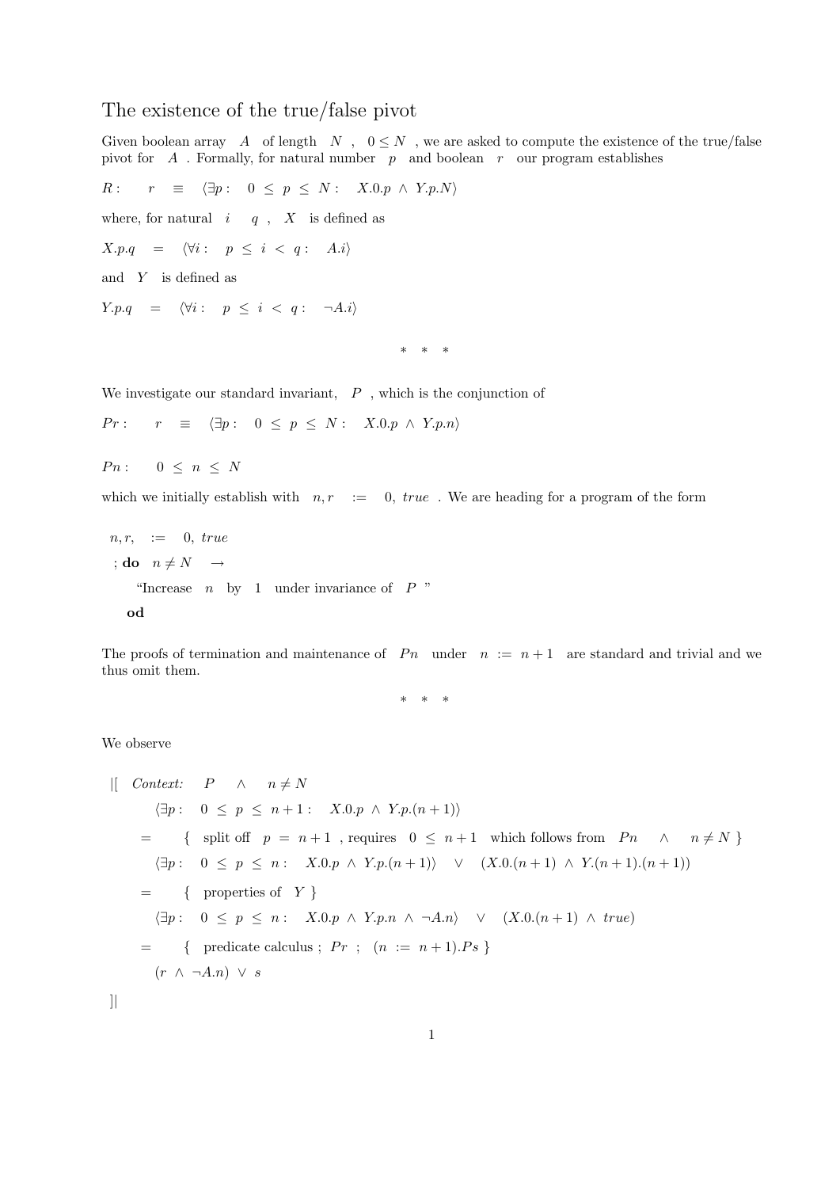# The existence of the true/false pivot

Given boolean array $A$ of length $N$ , $0 \le N$ , we are asked to compute the existence of the true/false pivot for $A$ . Formally, for natural number $p$ and boolean $r$ our program establishes

$R: \quad r \equiv \langle \exists p : \; 0 \le p \le N : \; X.0.p \wedge Y.p.N \rangle$

where, for natural $i$ $q$ , $X$ is defined as

$X.p.q \quad = \quad \langle \forall i : \; p \le i < q : \; A.i \rangle$

and $Y$ is defined as

$Y.p.q \quad = \quad \langle \forall i : \; p \le i < q : \; \neg A.i \rangle$

\* \* \*

We investigate our standard invariant, $P$ , which is the conjunction of

$Pr: \quad r \equiv \langle \exists p : \; 0 \le p \le N : \; X.0.p \wedge Y.p.n \rangle$

$Pn: \quad 0 \le n \le N$

which we initially establish with $n, r \; := \; 0, \; true$ . We are heading for a program of the form

```
n, r,  :=  0, true
; do  n ≠ N  →
     "Increase  n  by  1  under invariance of  P "
  od
```

The proofs of termination and maintenance of $Pn$ under $n := n+1$ are standard and trivial and we thus omit them.

\* \* \*

We observe

|[ *Context:* $P \wedge n \ne N$

$\quad \langle \exists p : \; 0 \le p \le n+1 : \; X.0.p \wedge Y.p.(n+1) \rangle$

$= \quad$ { split off $p = n+1$ , requires $0 \le n+1$ which follows from $Pn \wedge n \ne N$ }

$\quad \langle \exists p : \; 0 \le p \le n : \; X.0.p \wedge Y.p.(n+1) \rangle \; \vee \; (X.0.(n+1) \wedge Y.(n+1).(n+1))$

$= \quad$ { properties of $Y$ }

$\quad \langle \exists p : \; 0 \le p \le n : \; X.0.p \wedge Y.p.n \wedge \neg A.n \rangle \; \vee \; (X.0.(n+1) \wedge true)$

$= \quad$ { predicate calculus ; $Pr$ ; $(n := n+1).Ps$ }

$\quad (r \wedge \neg A.n) \vee s$

]|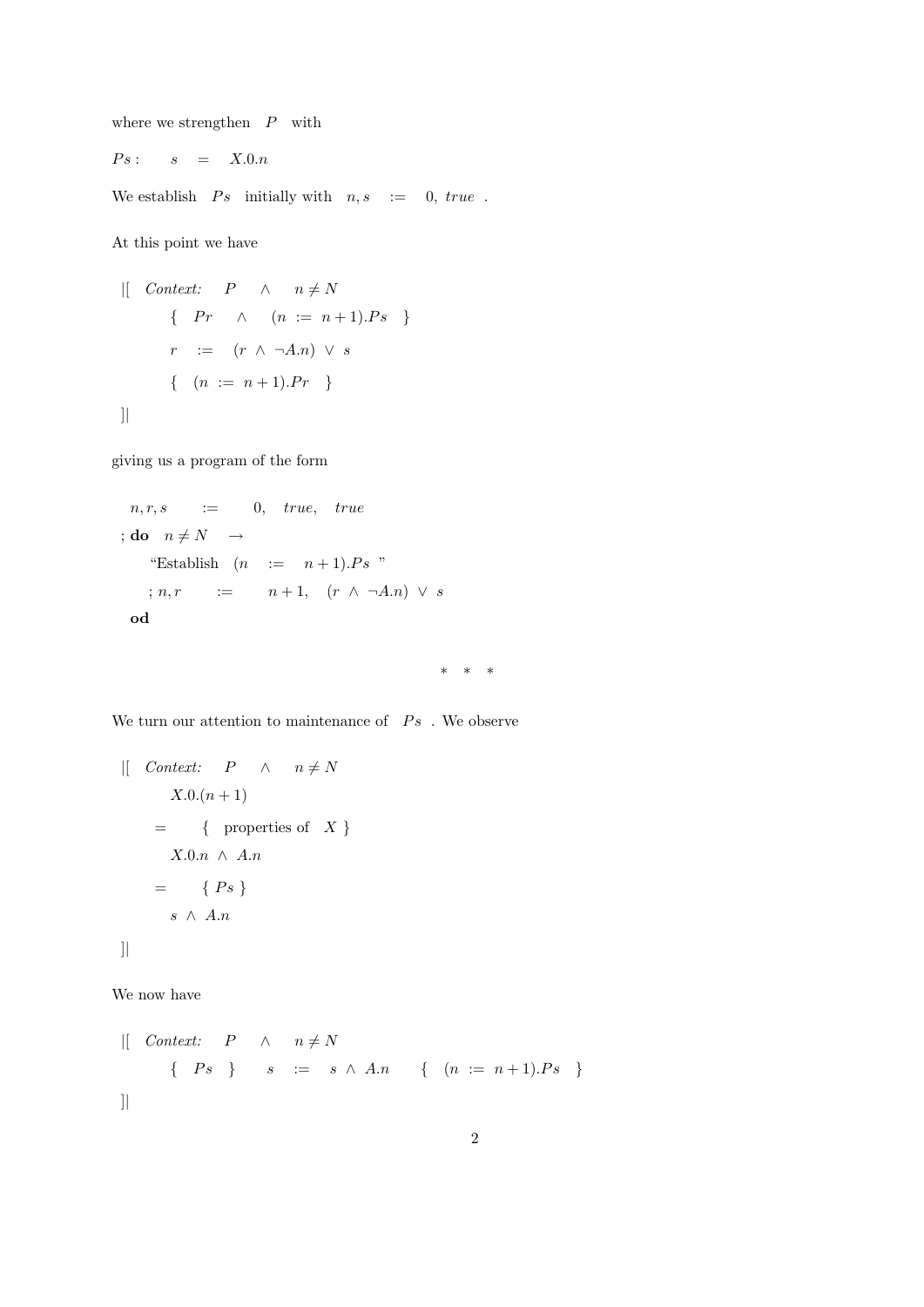where we strengthen $P$ with

$Ps: \quad s \quad = \quad X.0.n$

We establish $Ps$ initially with $n, s \quad := \quad 0,\ true$ .

At this point we have

$$
\begin{array}{l}
|[ \quad \textit{Context:} \quad P \quad \wedge \quad n \neq N \\
\qquad \{ \quad Pr \quad \wedge \quad (n \ := \ n+1).Ps \quad \} \\
\qquad r \quad := \quad (r \ \wedge \ \neg A.n) \ \vee \ s \\
\qquad \{ \quad (n \ := \ n+1).Pr \quad \} \\
]|
\end{array}
$$

giving us a program of the form

$$
\begin{array}{l}
\quad n, r, s \qquad := \qquad 0, \quad true, \quad true \\
; \mathbf{do} \quad n \neq N \quad \rightarrow \\
\qquad \text{“Establish} \quad (n \quad := \quad n+1).Ps \text{ ”} \\
\qquad ; n, r \qquad := \qquad n+1, \quad (r \ \wedge \ \neg A.n) \ \vee \ s \\
\quad \mathbf{od}
\end{array}
$$

\* \* \*

We turn our attention to maintenance of $Ps$ . We observe

$$
\begin{array}{l}
|[ \quad \textit{Context:} \quad P \quad \wedge \quad n \neq N \\
\qquad X.0.(n+1) \\
\quad = \qquad \{ \quad \text{properties of} \quad X \ \} \\
\qquad X.0.n \ \wedge \ A.n \\
\quad = \qquad \{ \ Ps \ \} \\
\qquad s \ \wedge \ A.n \\
]|
\end{array}
$$

We now have

$$
\begin{array}{l}
|[ \quad \textit{Context:} \quad P \quad \wedge \quad n \neq N \\
\qquad \{ \quad Ps \quad \} \qquad s \quad := \quad s \ \wedge \ A.n \qquad \{ \quad (n \ := \ n+1).Ps \quad \} \\
]|
\end{array}
$$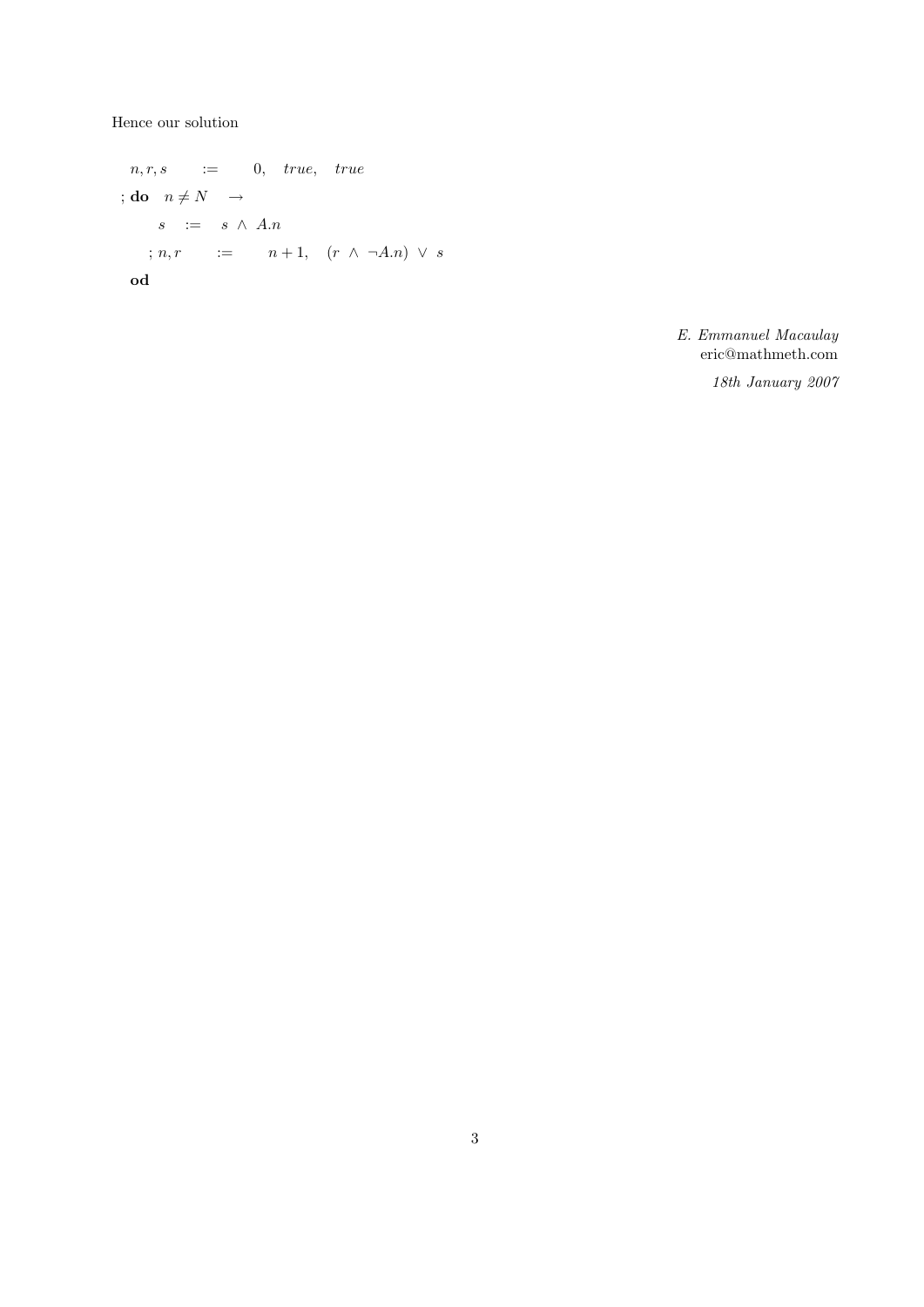Hence our solution

$$
\begin{array}{l}
\quad n, r, s \quad := \quad 0, \quad true, \quad true \\
;\ \mathbf{do} \quad n \neq N \quad \rightarrow \\
\qquad s \quad := \quad s \ \wedge \ A.n \\
\qquad ;\ n, r \quad := \quad n+1, \quad (r \ \wedge \ \neg A.n) \ \vee \ s \\
\quad \mathbf{od}
\end{array}
$$

*E. Emmanuel Macaulay*
eric@mathmeth.com

*18th January 2007*